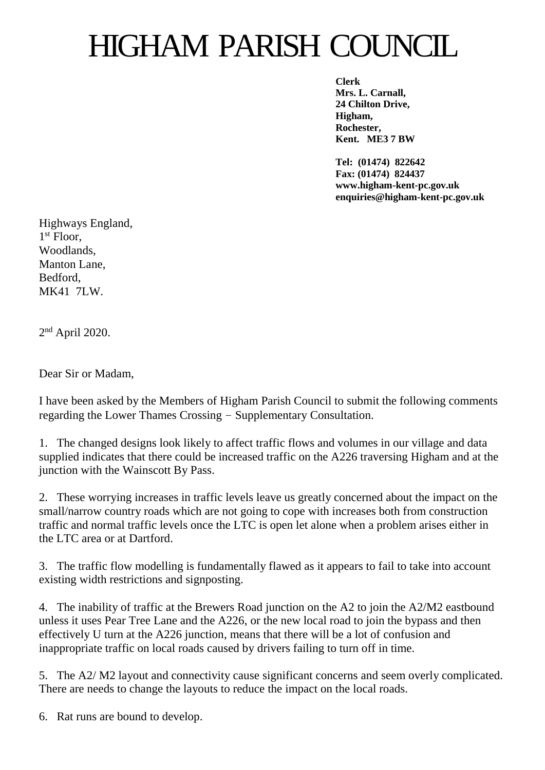# HIGHAM PARISH COUNCIL

**Clerk**
**Mrs. L. Carnall,**
**24 Chilton Drive,**
**Higham,**
**Rochester,**
**Kent. ME3 7 BW**

**Tel: (01474) 822642**
**Fax: (01474) 824437**
**www.higham-kent-pc.gov.uk**
**enquiries@higham-kent-pc.gov.uk**

Highways England,
1st Floor,
Woodlands,
Manton Lane,
Bedford,
MK41 7LW.

2nd April 2020.

Dear Sir or Madam,

I have been asked by the Members of Higham Parish Council to submit the following comments regarding the Lower Thames Crossing − Supplementary Consultation.

1. The changed designs look likely to affect traffic flows and volumes in our village and data supplied indicates that there could be increased traffic on the A226 traversing Higham and at the junction with the Wainscott By Pass.

2. These worrying increases in traffic levels leave us greatly concerned about the impact on the small/narrow country roads which are not going to cope with increases both from construction traffic and normal traffic levels once the LTC is open let alone when a problem arises either in the LTC area or at Dartford.

3. The traffic flow modelling is fundamentally flawed as it appears to fail to take into account existing width restrictions and signposting.

4. The inability of traffic at the Brewers Road junction on the A2 to join the A2/M2 eastbound unless it uses Pear Tree Lane and the A226, or the new local road to join the bypass and then effectively U turn at the A226 junction, means that there will be a lot of confusion and inappropriate traffic on local roads caused by drivers failing to turn off in time.

5. The A2/ M2 layout and connectivity cause significant concerns and seem overly complicated. There are needs to change the layouts to reduce the impact on the local roads.

6. Rat runs are bound to develop.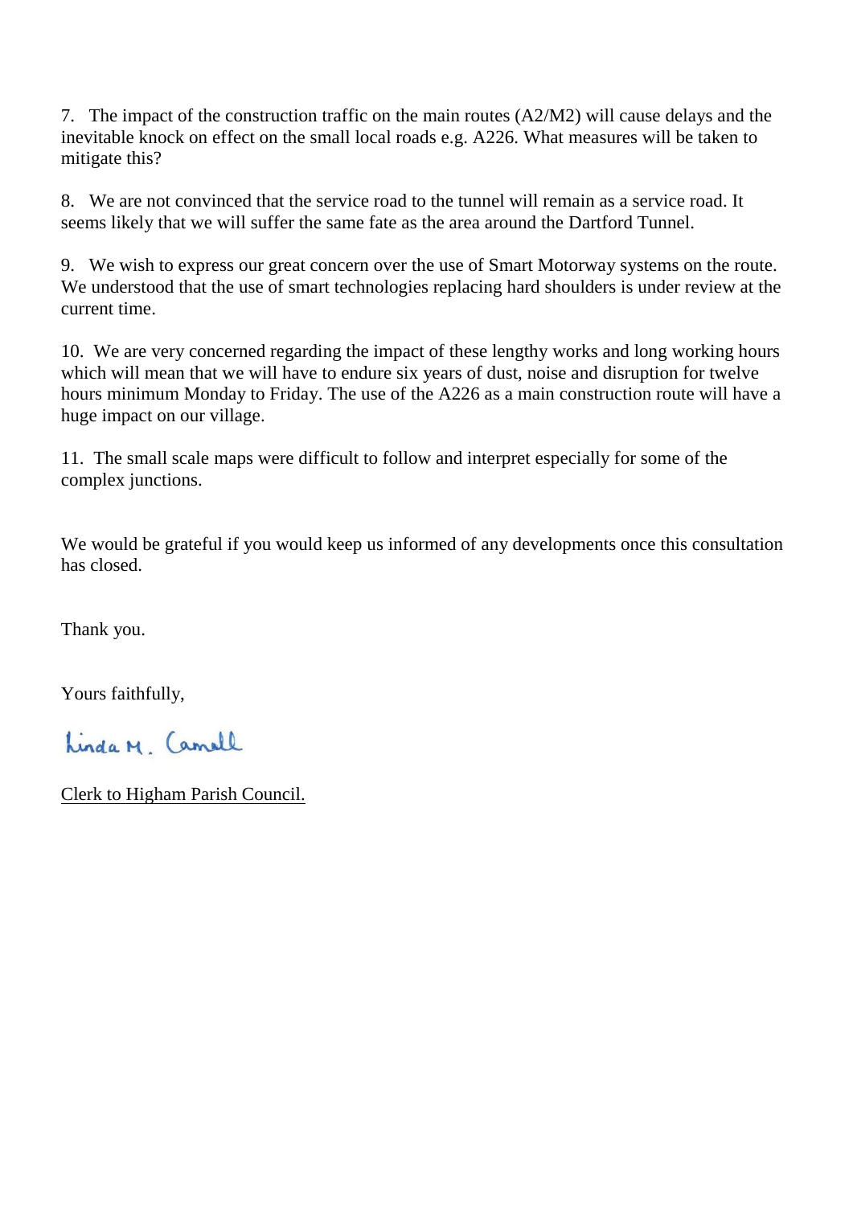7. The impact of the construction traffic on the main routes (A2/M2) will cause delays and the inevitable knock on effect on the small local roads e.g. A226. What measures will be taken to mitigate this?

8. We are not convinced that the service road to the tunnel will remain as a service road. It seems likely that we will suffer the same fate as the area around the Dartford Tunnel.

9. We wish to express our great concern over the use of Smart Motorway systems on the route. We understood that the use of smart technologies replacing hard shoulders is under review at the current time.

10. We are very concerned regarding the impact of these lengthy works and long working hours which will mean that we will have to endure six years of dust, noise and disruption for twelve hours minimum Monday to Friday. The use of the A226 as a main construction route will have a huge impact on our village.

11. The small scale maps were difficult to follow and interpret especially for some of the complex junctions.

We would be grateful if you would keep us informed of any developments once this consultation has closed.

Thank you.

Yours faithfully,

Linda M. Carnell

Clerk to Higham Parish Council.